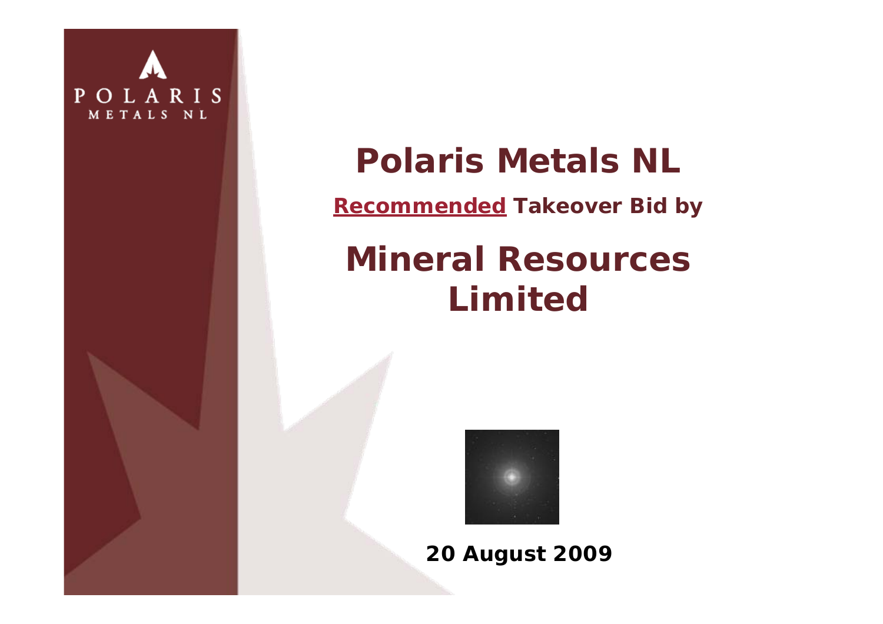POLARIS
METALS NL

# Polaris Metals NL

**Recommended Takeover Bid by**

# Mineral Resources Limited

**20 August 2009**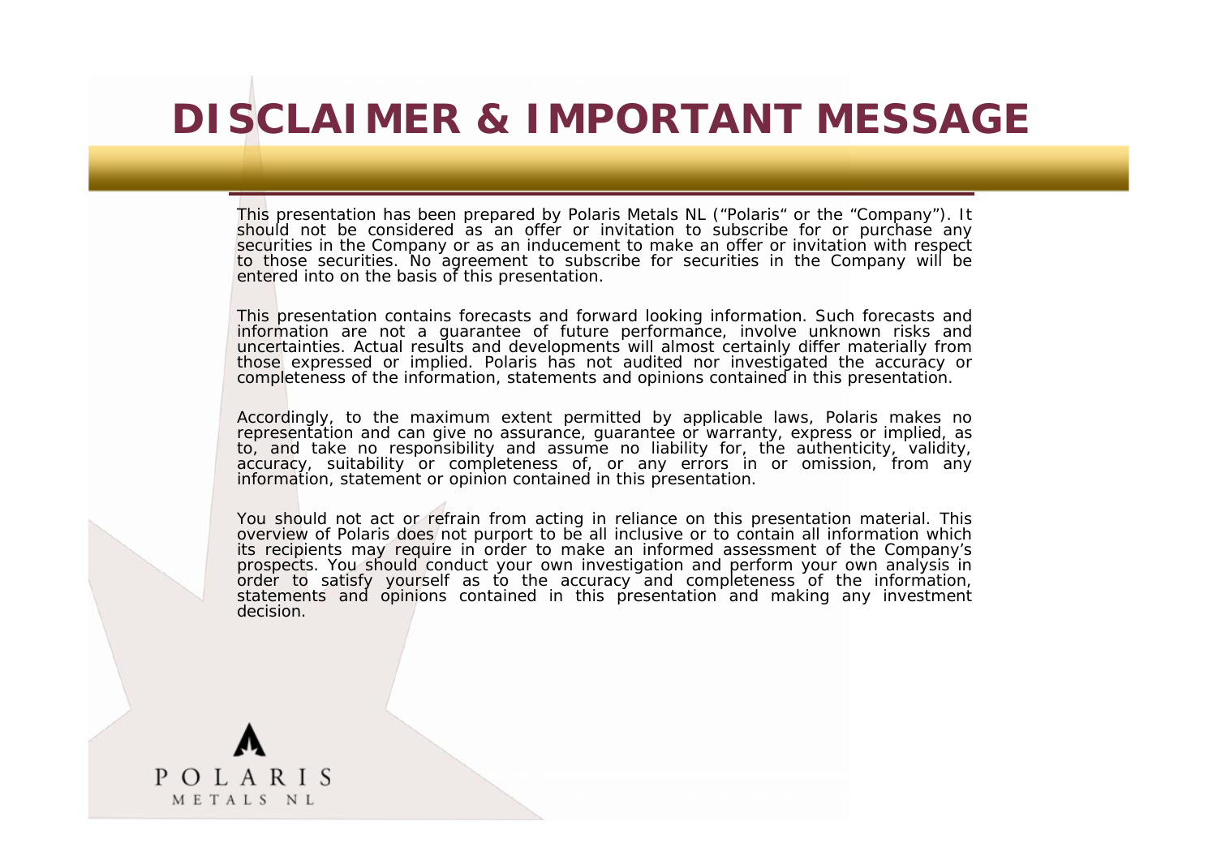# DISCLAIMER & IMPORTANT MESSAGE

This presentation has been prepared by Polaris Metals NL ("Polaris" or the "Company"). It should not be considered as an offer or invitation to subscribe for or purchase any securities in the Company or as an inducement to make an offer or invitation with respect to those securities. No agreement to subscribe for securities in the Company will be entered into on the basis of this presentation.

This presentation contains forecasts and forward looking information. Such forecasts and information are not a guarantee of future performance, involve unknown risks and uncertainties. Actual results and developments will almost certainly differ materially from those expressed or implied. Polaris has not audited nor investigated the accuracy or completeness of the information, statements and opinions contained in this presentation.

Accordingly, to the maximum extent permitted by applicable laws, Polaris makes no representation and can give no assurance, guarantee or warranty, express or implied, as to, and take no responsibility and assume no liability for, the authenticity, validity, accuracy, suitability or completeness of, or any errors in or omission, from any information, statement or opinion contained in this presentation.

You should not act or refrain from acting in reliance on this presentation material. This overview of Polaris does not purport to be all inclusive or to contain all information which its recipients may require in order to make an informed assessment of the Company's prospects. You should conduct your own investigation and perform your own analysis in order to satisfy yourself as to the accuracy and completeness of the information, statements and opinions contained in this presentation and making any investment decision.

POLARIS
METALS NL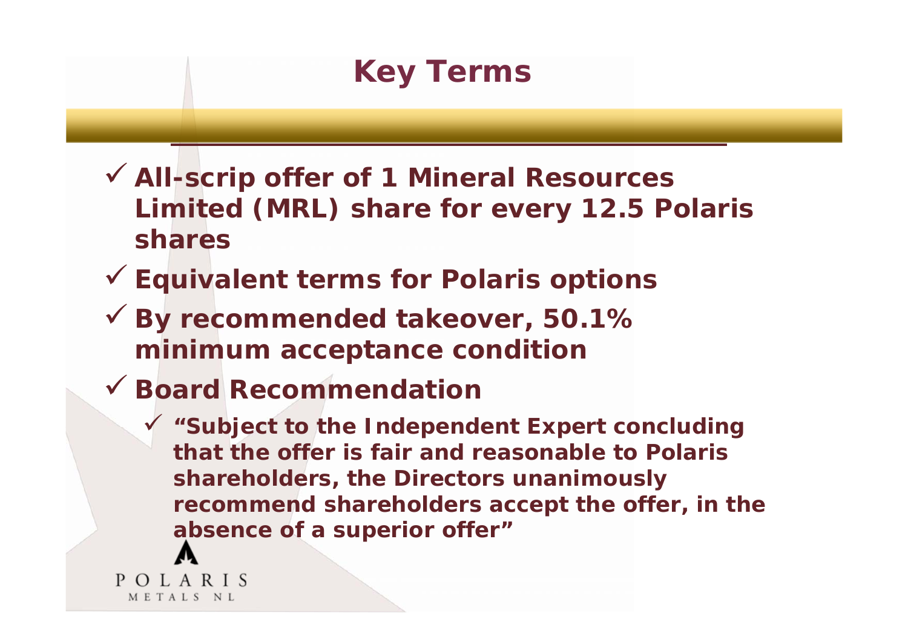# Key Terms

- **All-scrip offer of 1 Mineral Resources Limited (MRL) share for every 12.5 Polaris shares**
- **Equivalent terms for Polaris options**
- **By recommended takeover, 50.1% minimum acceptance condition**
- **Board Recommendation**
  - **"Subject to the Independent Expert concluding that the offer is fair and reasonable to Polaris shareholders, the Directors unanimously recommend shareholders accept the offer, in the absence of a superior offer"**

POLARIS METALS NL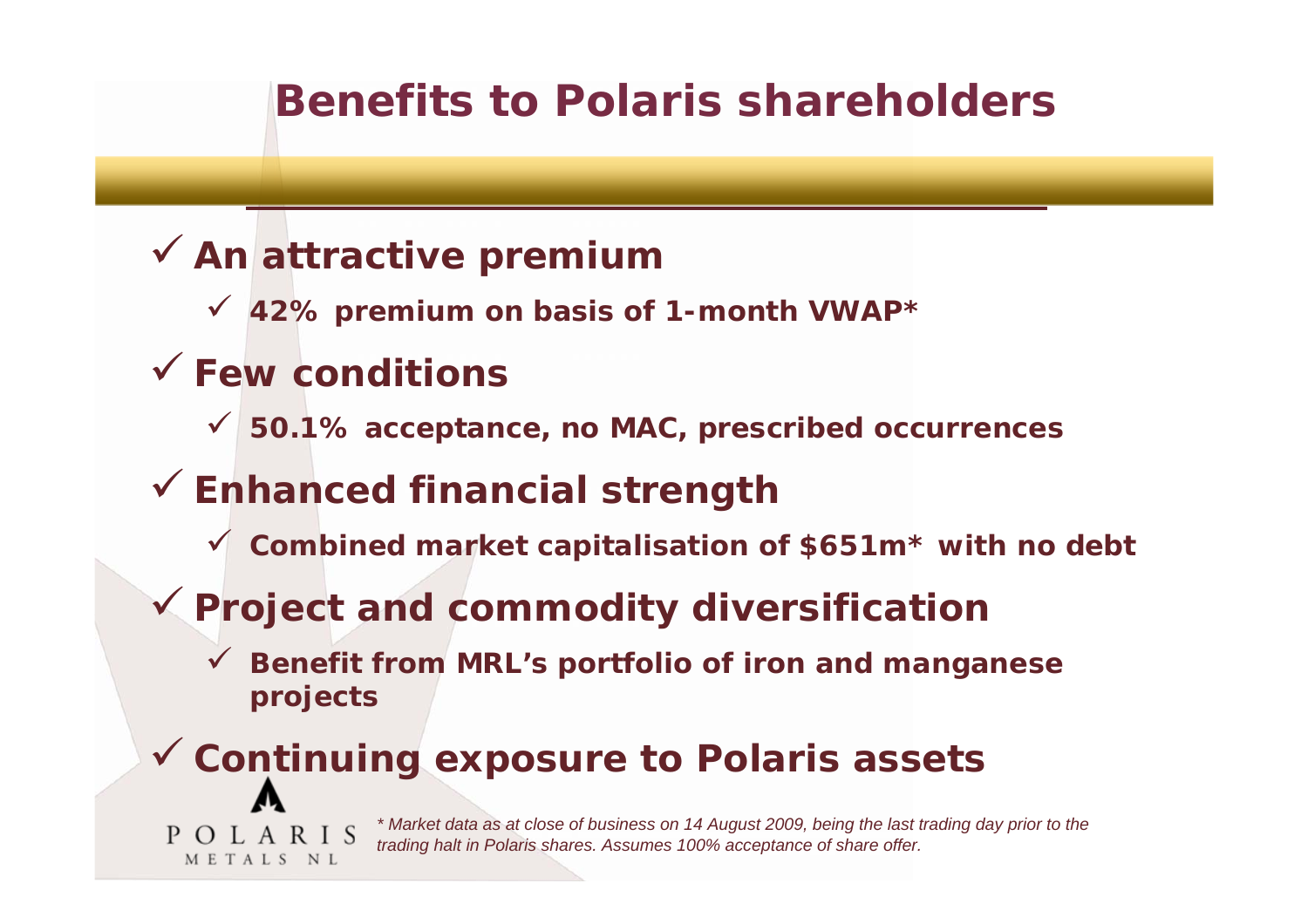# Benefits to Polaris shareholders

- **An attractive premium**
  - **42% premium on basis of 1-month VWAP***
- **Few conditions**
  - **50.1% acceptance, no MAC, prescribed occurrences**
- **Enhanced financial strength**
  - **Combined market capitalisation of $651m* with no debt**
- **Project and commodity diversification**
  - **Benefit from MRL's portfolio of iron and manganese projects**
- **Continuing exposure to Polaris assets**

*\* Market data as at close of business on 14 August 2009, being the last trading day prior to the trading halt in Polaris shares. Assumes 100% acceptance of share offer.*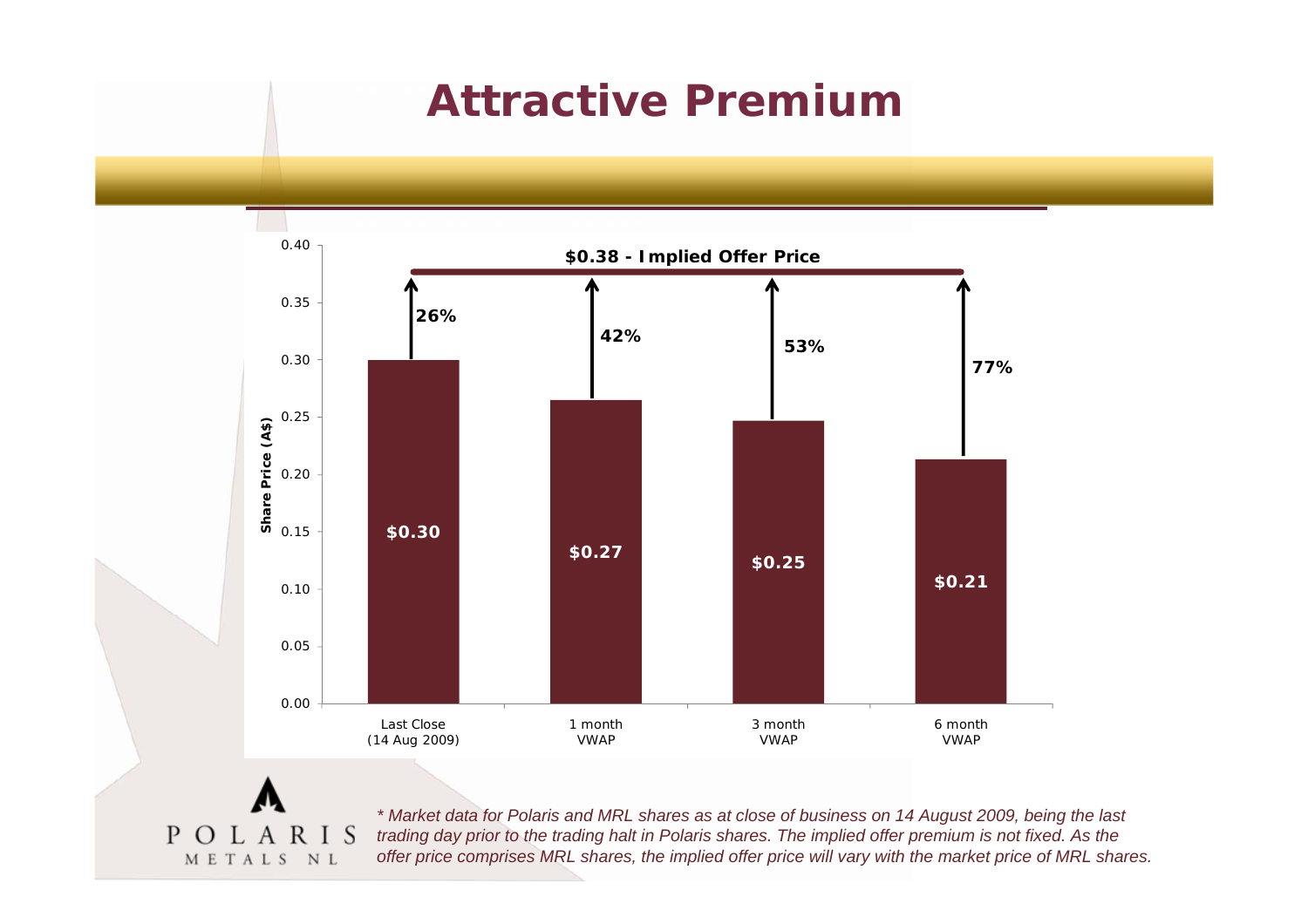# Attractive Premium

**$0.38 - Implied Offer Price**

| | Last Close (14 Aug 2009) | 1 month VWAP | 3 month VWAP | 6 month VWAP |
|---|---|---|---|---|
| Share Price (A$) | $0.30 | $0.27 | $0.25 | $0.21 |
| Premium | 26% | 42% | 53% | 77% |

POLARIS METALS NL

*\* Market data for Polaris and MRL shares as at close of business on 14 August 2009, being the last trading day prior to the trading halt in Polaris shares. The implied offer premium is not fixed. As the offer price comprises MRL shares, the implied offer price will vary with the market price of MRL shares.*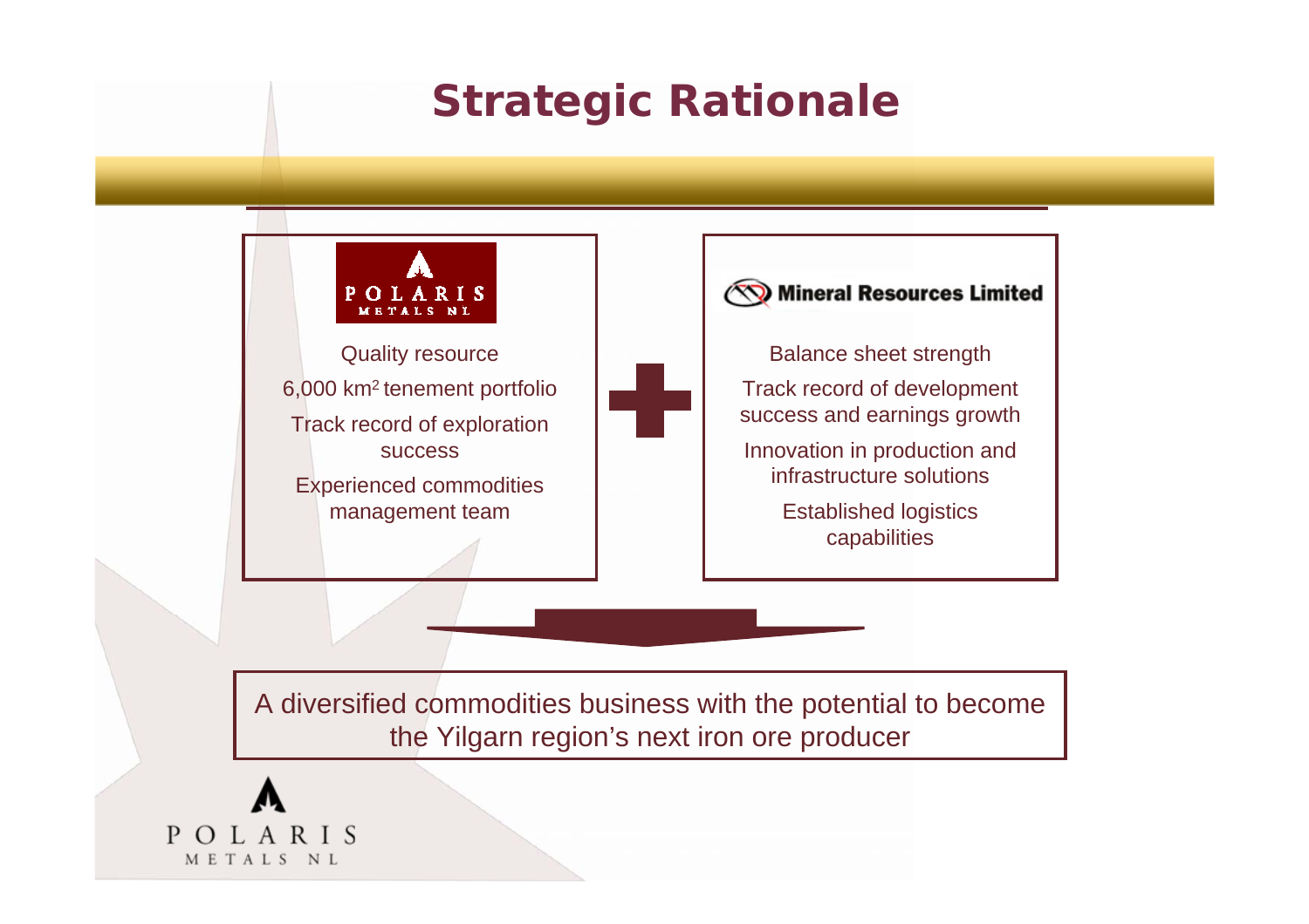# Strategic Rationale

**POLARIS METALS NL**

- Quality resource
- 6,000 $km^2$ tenement portfolio
- Track record of exploration success
- Experienced commodities management team

**+**

**Mineral Resources Limited**

- Balance sheet strength
- Track record of development success and earnings growth
- Innovation in production and infrastructure solutions
- Established logistics capabilities

A diversified commodities business with the potential to become the Yilgarn region's next iron ore producer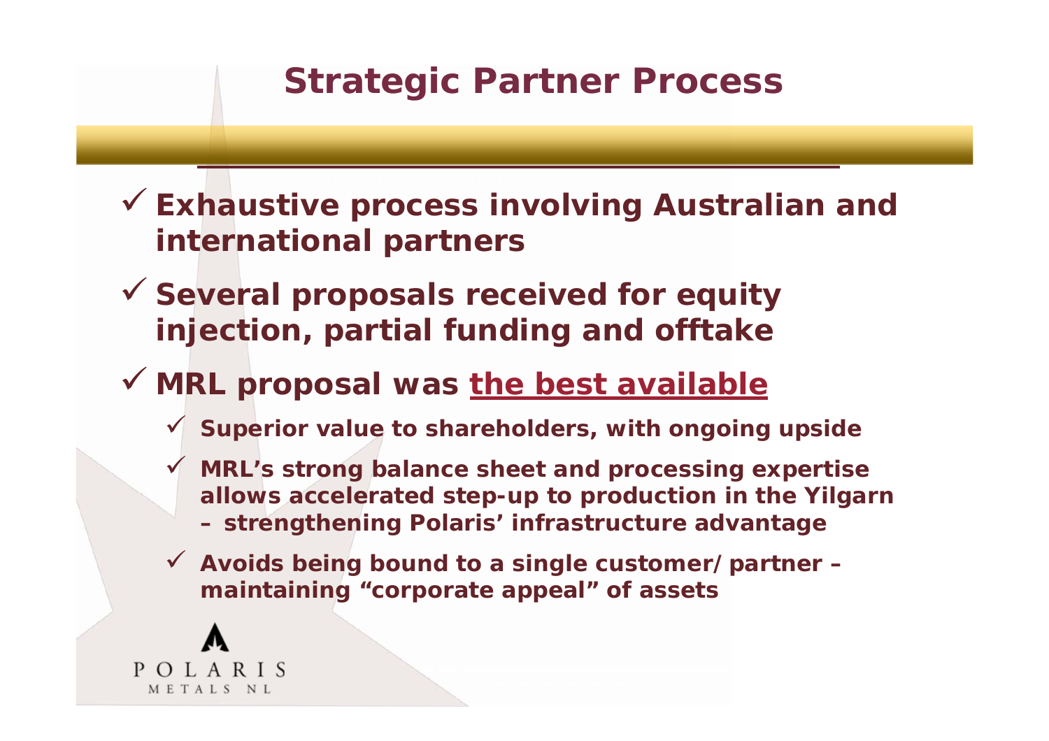# Strategic Partner Process

- ✓ **Exhaustive process involving Australian and international partners**
- ✓ **Several proposals received for equity injection, partial funding and offtake**
- ✓ **MRL proposal was <u>the best available</u>**
  - ✓ **Superior value to shareholders, with ongoing upside**
  - ✓ **MRL's strong balance sheet and processing expertise allows accelerated step-up to production in the Yilgarn – strengthening Polaris' infrastructure advantage**
  - ✓ **Avoids being bound to a single customer/partner – maintaining "corporate appeal" of assets**

POLARIS METALS NL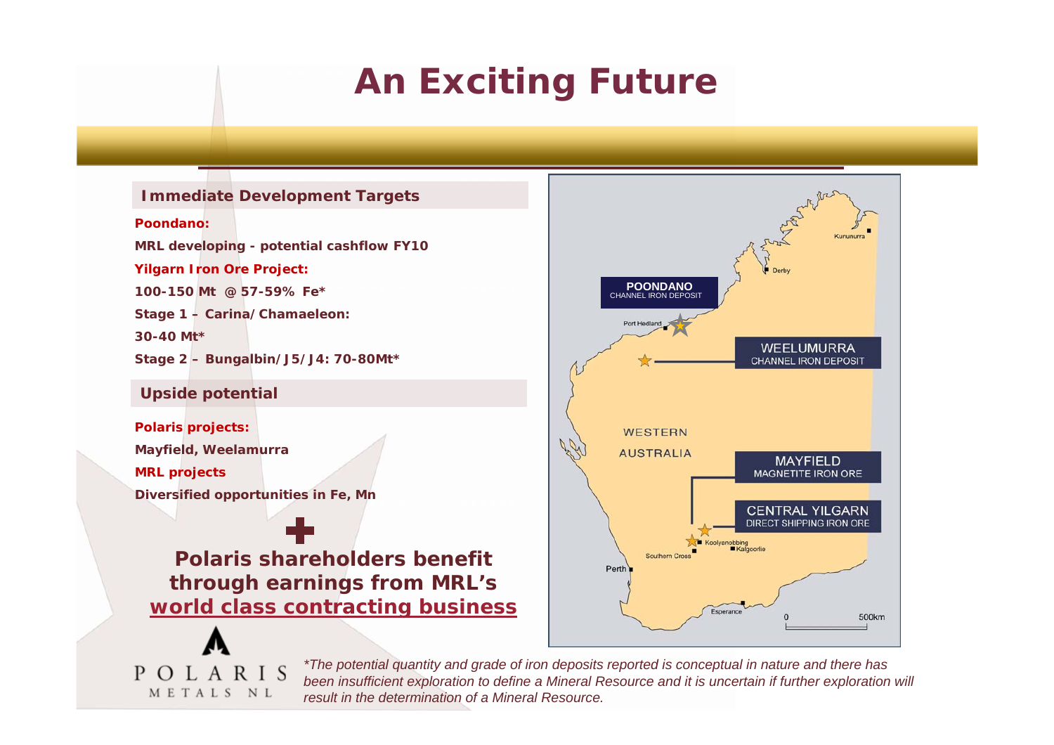# An Exciting Future

## Immediate Development Targets

**Poondano:**

**MRL developing - potential cashflow FY10**

**Yilgarn Iron Ore Project:**

**100-150 Mt @ 57-59% Fe***

**Stage 1 – Carina/Chamaeleon:**

**30-40 Mt***

**Stage 2 – Bungalbin/J5/J4: 70-80Mt***

## Upside potential

**Polaris projects:**

**Mayfield, Weelamurra**

**MRL projects**

**Diversified opportunities in Fe, Mn**

**+**

**Polaris shareholders benefit through earnings from MRL's world class contracting business**

POONDANO CHANNEL IRON DEPOSIT

WEELUMURRA CHANNEL IRON DEPOSIT

MAYFIELD MAGNETITE IRON ORE

CENTRAL YILGARN DIRECT SHIPPING IRON ORE

WESTERN AUSTRALIA

Kununurra, Derby, Port Hedland, Koolyanobbing, Kalgoorlie, Southern Cross, Perth, Esperance

0 500km

POLARIS METALS NL

*\*The potential quantity and grade of iron deposits reported is conceptual in nature and there has been insufficient exploration to define a Mineral Resource and it is uncertain if further exploration will result in the determination of a Mineral Resource.*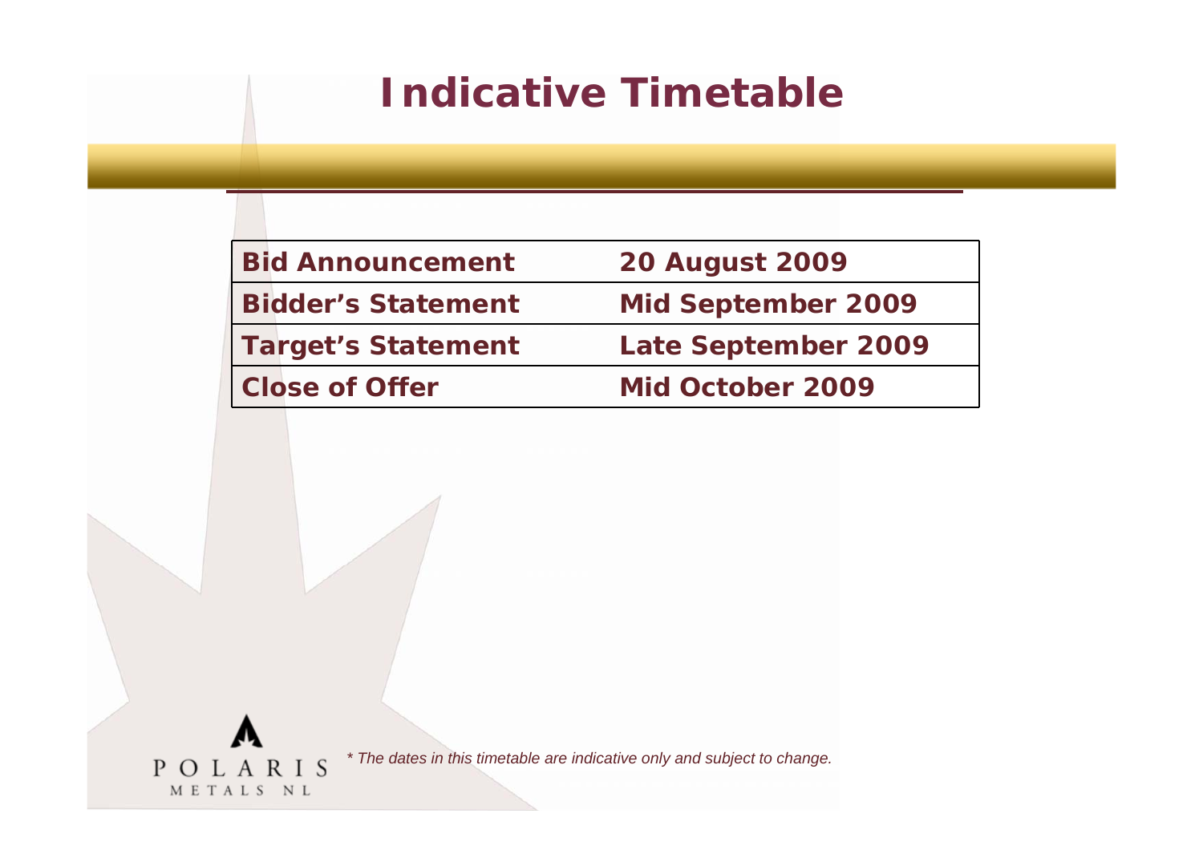# Indicative Timetable

| | |
|---|---|
| **Bid Announcement** | **20 August 2009** |
| **Bidder's Statement** | **Mid September 2009** |
| **Target's Statement** | **Late September 2009** |
| **Close of Offer** | **Mid October 2009** |

*\* The dates in this timetable are indicative only and subject to change.*

POLARIS METALS NL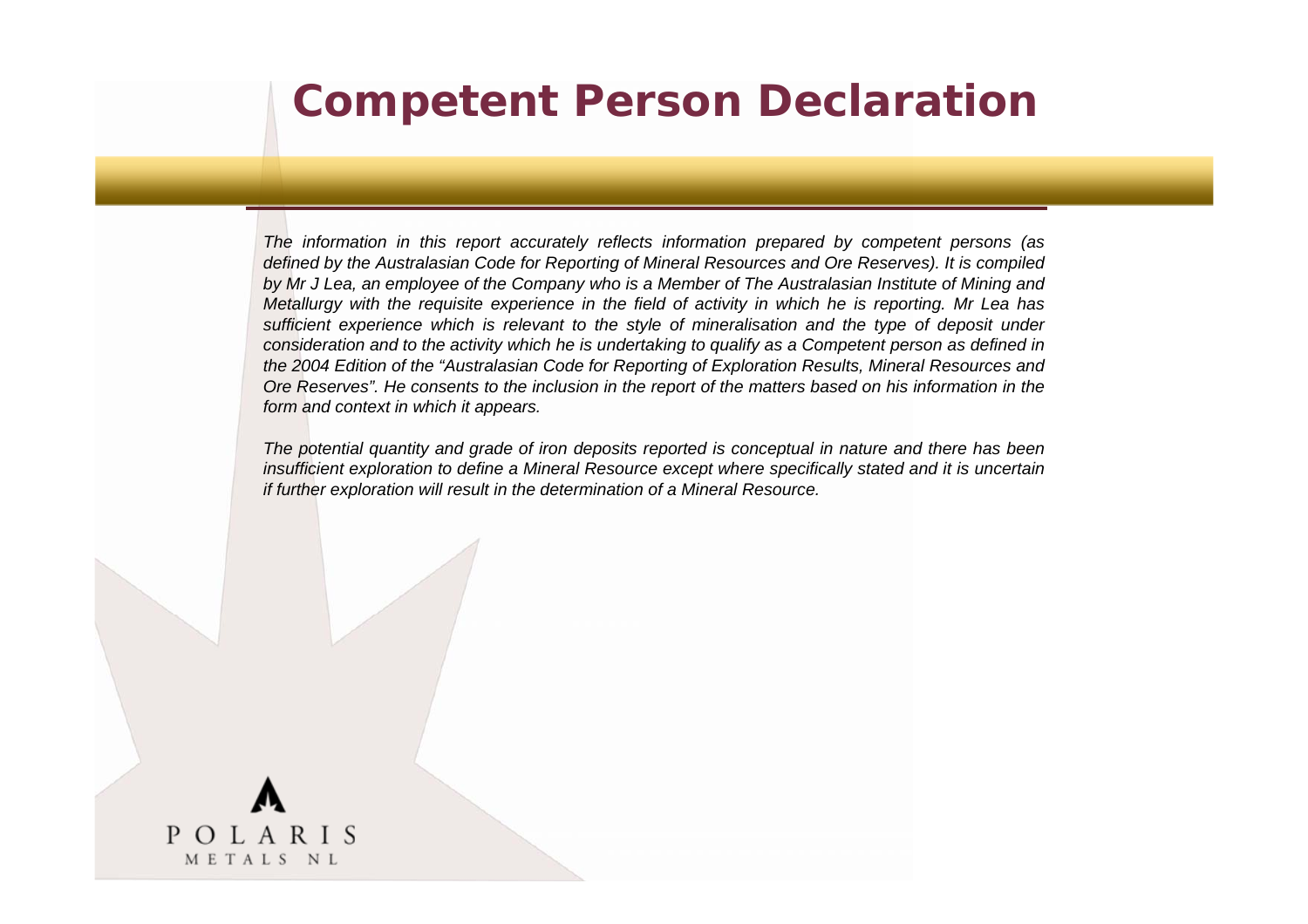# Competent Person Declaration

*The information in this report accurately reflects information prepared by competent persons (as defined by the Australasian Code for Reporting of Mineral Resources and Ore Reserves). It is compiled by Mr J Lea, an employee of the Company who is a Member of The Australasian Institute of Mining and Metallurgy with the requisite experience in the field of activity in which he is reporting. Mr Lea has sufficient experience which is relevant to the style of mineralisation and the type of deposit under consideration and to the activity which he is undertaking to qualify as a Competent person as defined in the 2004 Edition of the "Australasian Code for Reporting of Exploration Results, Mineral Resources and Ore Reserves". He consents to the inclusion in the report of the matters based on his information in the form and context in which it appears.*

*The potential quantity and grade of iron deposits reported is conceptual in nature and there has been insufficient exploration to define a Mineral Resource except where specifically stated and it is uncertain if further exploration will result in the determination of a Mineral Resource.*

POLARIS METALS NL